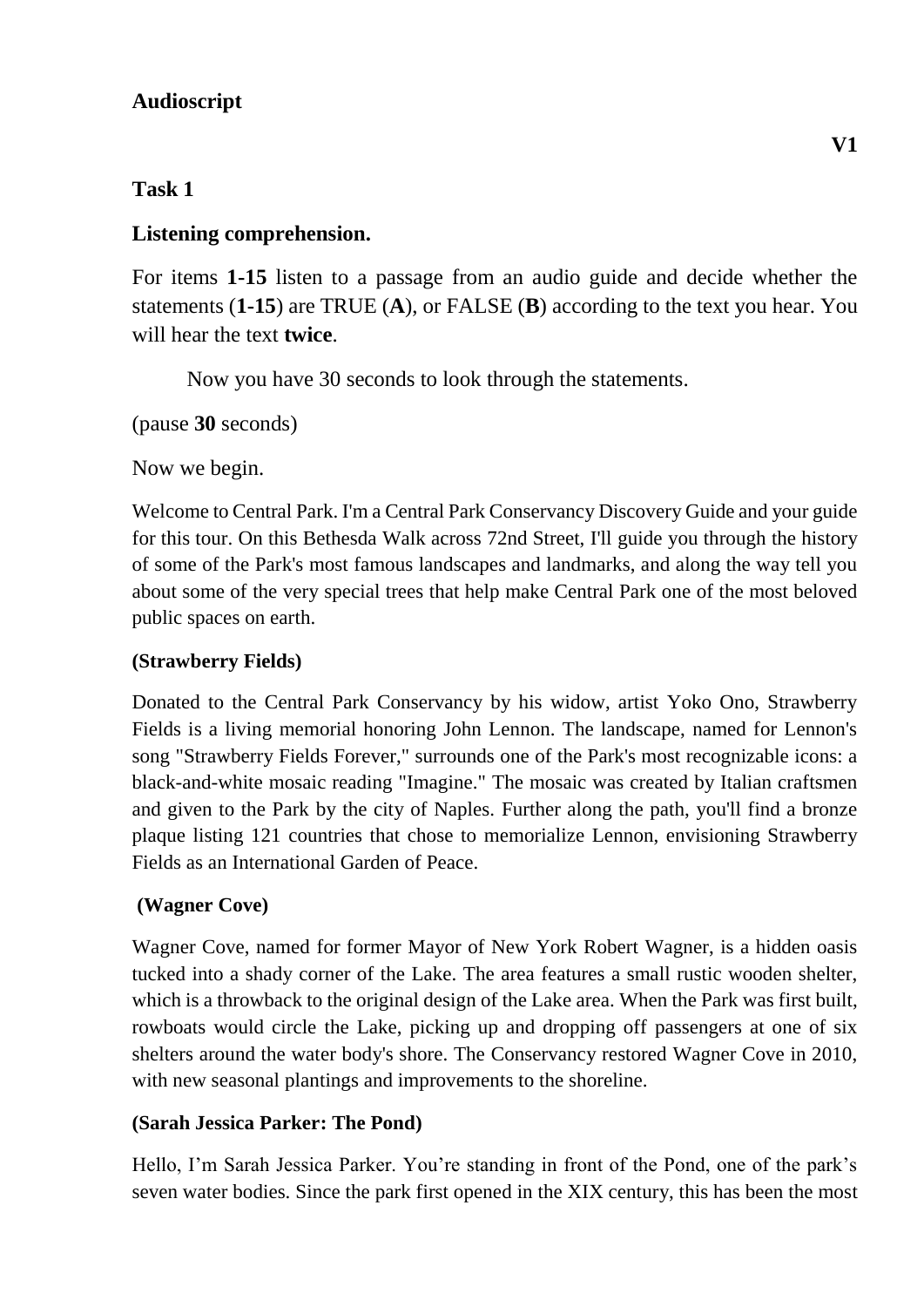## Audioscript

**V1**

### Task 1

### Listening comprehension.

For items **1-15** listen to a passage from an audio guide and decide whether the statements (**1-15**) are TRUE (**A**), or FALSE (**B**) according to the text you hear. You will hear the text **twice**.

Now you have 30 seconds to look through the statements.

(pause **30** seconds)

Now we begin.

Welcome to Central Park. I'm a Central Park Conservancy Discovery Guide and your guide for this tour. On this Bethesda Walk across 72nd Street, I'll guide you through the history of some of the Park's most famous landscapes and landmarks, and along the way tell you about some of the very special trees that help make Central Park one of the most beloved public spaces on earth.

**(Strawberry Fields)**

Donated to the Central Park Conservancy by his widow, artist Yoko Ono, Strawberry Fields is a living memorial honoring John Lennon. The landscape, named for Lennon's song "Strawberry Fields Forever," surrounds one of the Park's most recognizable icons: a black-and-white mosaic reading "Imagine." The mosaic was created by Italian craftsmen and given to the Park by the city of Naples. Further along the path, you'll find a bronze plaque listing 121 countries that chose to memorialize Lennon, envisioning Strawberry Fields as an International Garden of Peace.

**(Wagner Cove)**

Wagner Cove, named for former Mayor of New York Robert Wagner, is a hidden oasis tucked into a shady corner of the Lake. The area features a small rustic wooden shelter, which is a throwback to the original design of the Lake area. When the Park was first built, rowboats would circle the Lake, picking up and dropping off passengers at one of six shelters around the water body's shore. The Conservancy restored Wagner Cove in 2010, with new seasonal plantings and improvements to the shoreline.

**(Sarah Jessica Parker: The Pond)**

Hello, I'm Sarah Jessica Parker. You're standing in front of the Pond, one of the park's seven water bodies. Since the park first opened in the XIX century, this has been the most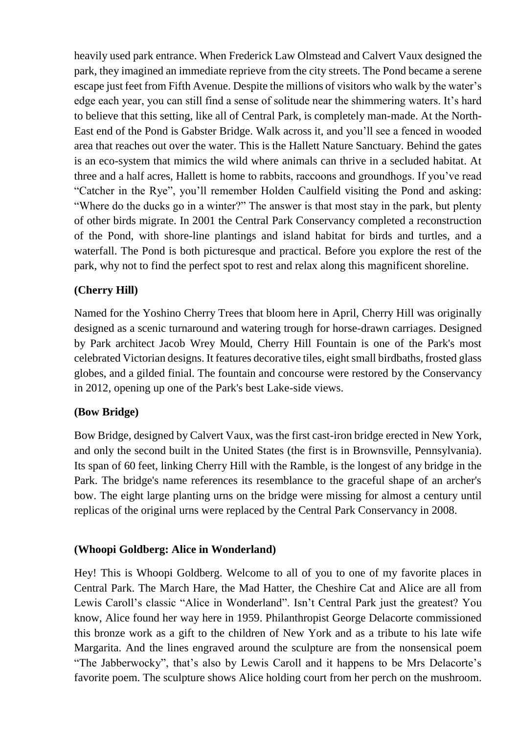heavily used park entrance. When Frederick Law Olmstead and Calvert Vaux designed the park, they imagined an immediate reprieve from the city streets. The Pond became a serene escape just feet from Fifth Avenue. Despite the millions of visitors who walk by the water's edge each year, you can still find a sense of solitude near the shimmering waters. It's hard to believe that this setting, like all of Central Park, is completely man-made. At the North-East end of the Pond is Gabster Bridge. Walk across it, and you'll see a fenced in wooded area that reaches out over the water. This is the Hallett Nature Sanctuary. Behind the gates is an eco-system that mimics the wild where animals can thrive in a secluded habitat. At three and a half acres, Hallett is home to rabbits, raccoons and groundhogs. If you've read "Catcher in the Rye", you'll remember Holden Caulfield visiting the Pond and asking: "Where do the ducks go in a winter?" The answer is that most stay in the park, but plenty of other birds migrate. In 2001 the Central Park Conservancy completed a reconstruction of the Pond, with shore-line plantings and island habitat for birds and turtles, and a waterfall. The Pond is both picturesque and practical. Before you explore the rest of the park, why not to find the perfect spot to rest and relax along this magnificent shoreline.

**(Cherry Hill)**

Named for the Yoshino Cherry Trees that bloom here in April, Cherry Hill was originally designed as a scenic turnaround and watering trough for horse-drawn carriages. Designed by Park architect Jacob Wrey Mould, Cherry Hill Fountain is one of the Park's most celebrated Victorian designs. It features decorative tiles, eight small birdbaths, frosted glass globes, and a gilded finial. The fountain and concourse were restored by the Conservancy in 2012, opening up one of the Park's best Lake-side views.

**(Bow Bridge)**

Bow Bridge, designed by Calvert Vaux, was the first cast-iron bridge erected in New York, and only the second built in the United States (the first is in Brownsville, Pennsylvania). Its span of 60 feet, linking Cherry Hill with the Ramble, is the longest of any bridge in the Park. The bridge's name references its resemblance to the graceful shape of an archer's bow. The eight large planting urns on the bridge were missing for almost a century until replicas of the original urns were replaced by the Central Park Conservancy in 2008.

**(Whoopi Goldberg: Alice in Wonderland)**

Hey! This is Whoopi Goldberg. Welcome to all of you to one of my favorite places in Central Park. The March Hare, the Mad Hatter, the Cheshire Cat and Alice are all from Lewis Caroll's classic "Alice in Wonderland". Isn't Central Park just the greatest? You know, Alice found her way here in 1959. Philanthropist George Delacorte commissioned this bronze work as a gift to the children of New York and as a tribute to his late wife Margarita. And the lines engraved around the sculpture are from the nonsensical poem "The Jabberwocky", that's also by Lewis Caroll and it happens to be Mrs Delacorte's favorite poem. The sculpture shows Alice holding court from her perch on the mushroom.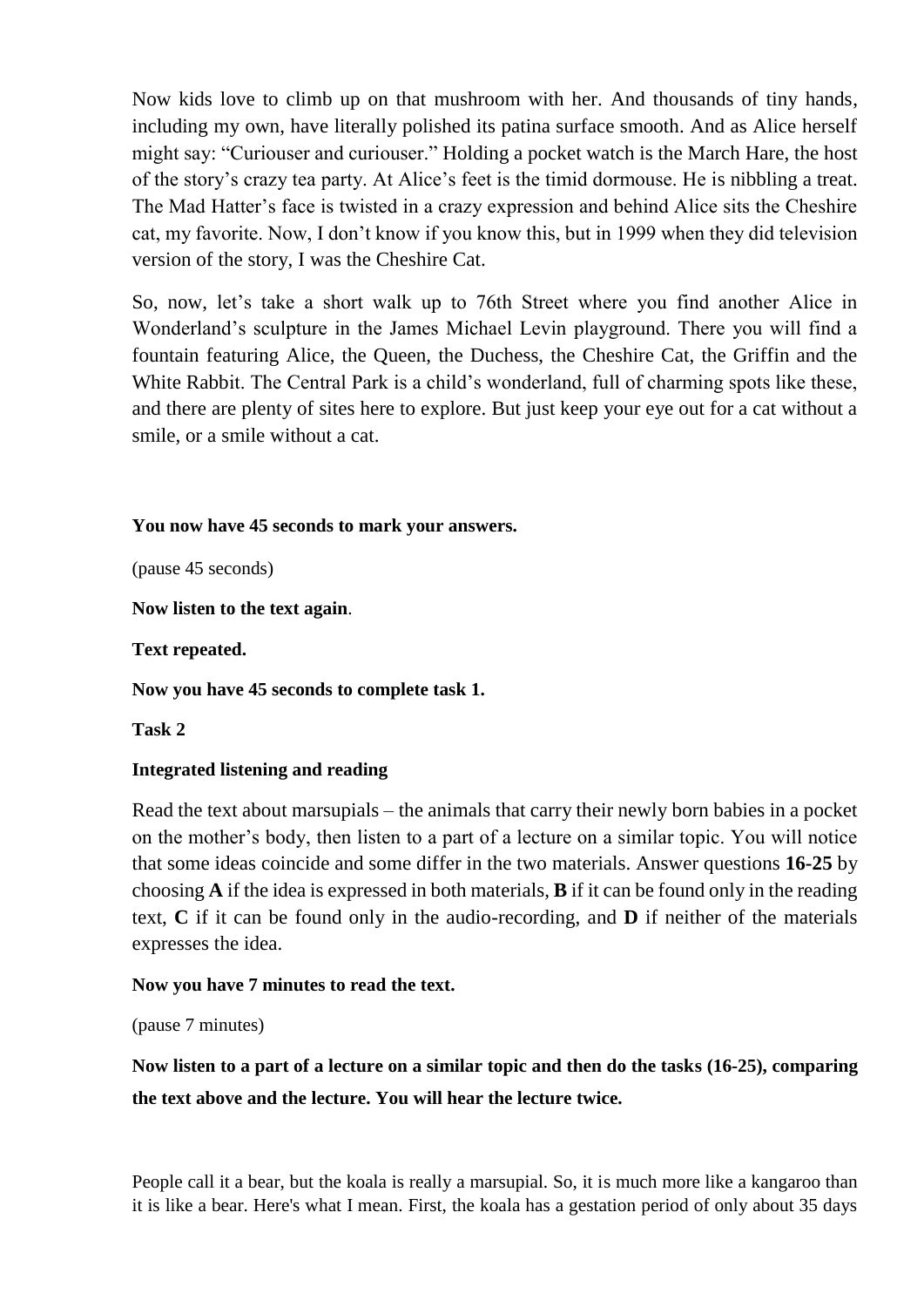Now kids love to climb up on that mushroom with her. And thousands of tiny hands, including my own, have literally polished its patina surface smooth. And as Alice herself might say: "Curiouser and curiouser." Holding a pocket watch is the March Hare, the host of the story's crazy tea party. At Alice's feet is the timid dormouse. He is nibbling a treat. The Mad Hatter's face is twisted in a crazy expression and behind Alice sits the Cheshire cat, my favorite. Now, I don't know if you know this, but in 1999 when they did television version of the story, I was the Cheshire Cat.

So, now, let's take a short walk up to 76th Street where you find another Alice in Wonderland's sculpture in the James Michael Levin playground. There you will find a fountain featuring Alice, the Queen, the Duchess, the Cheshire Cat, the Griffin and the White Rabbit. The Central Park is a child's wonderland, full of charming spots like these, and there are plenty of sites here to explore. But just keep your eye out for a cat without a smile, or a smile without a cat.

**You now have 45 seconds to mark your answers.**

(pause 45 seconds)

**Now listen to the text again**.

**Text repeated.**

**Now you have 45 seconds to complete task 1.**

**Task 2**

**Integrated listening and reading**

Read the text about marsupials – the animals that carry their newly born babies in a pocket on the mother's body, then listen to a part of a lecture on a similar topic. You will notice that some ideas coincide and some differ in the two materials. Answer questions **16-25** by choosing **A** if the idea is expressed in both materials, **B** if it can be found only in the reading text, **C** if it can be found only in the audio-recording, and **D** if neither of the materials expresses the idea.

**Now you have 7 minutes to read the text.**

(pause 7 minutes)

**Now listen to a part of a lecture on a similar topic and then do the tasks (16-25), comparing the text above and the lecture. You will hear the lecture twice.**

People call it a bear, but the koala is really a marsupial. So, it is much more like a kangaroo than it is like a bear. Here's what I mean. First, the koala has a gestation period of only about 35 days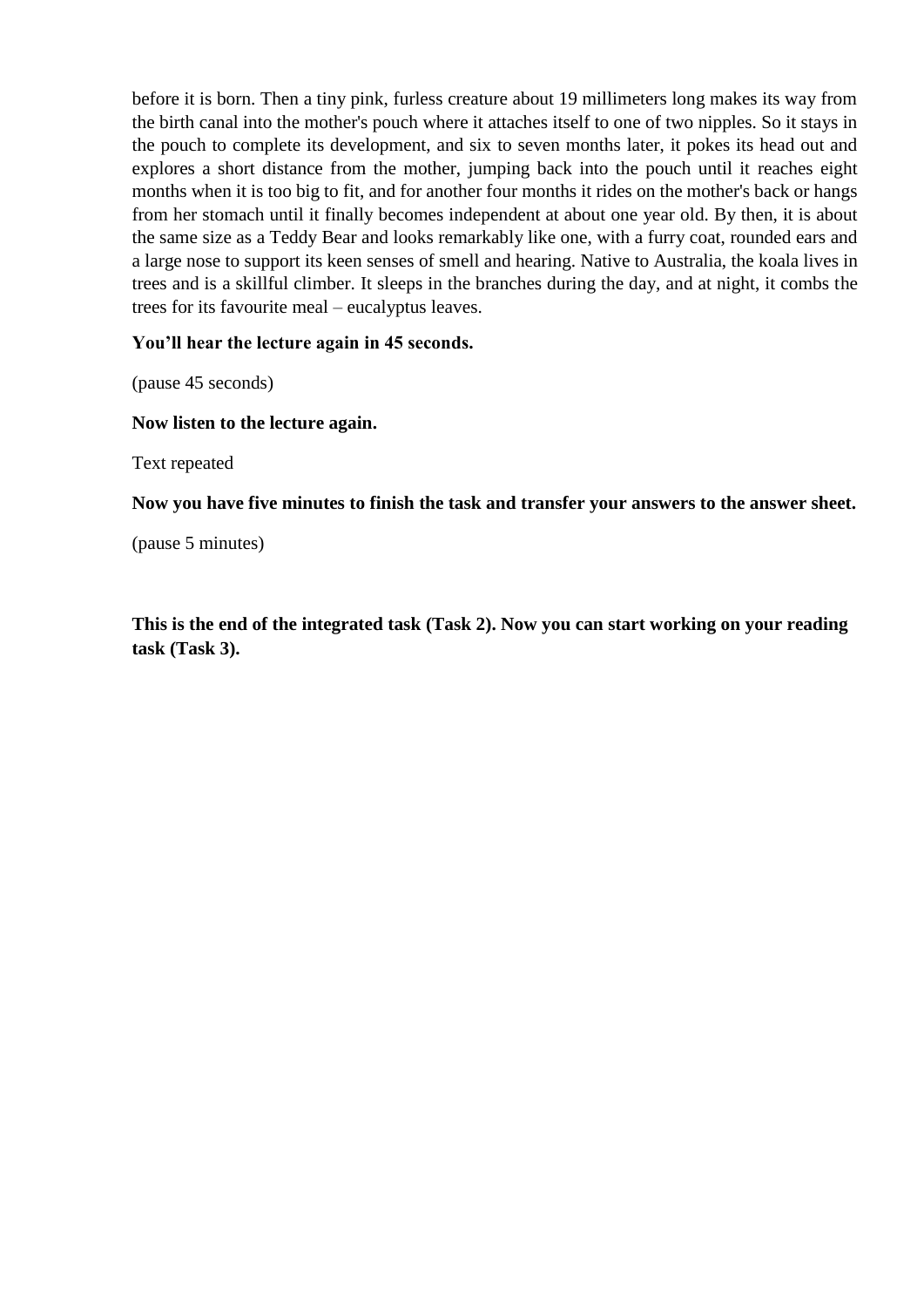before it is born. Then a tiny pink, furless creature about 19 millimeters long makes its way from the birth canal into the mother's pouch where it attaches itself to one of two nipples. So it stays in the pouch to complete its development, and six to seven months later, it pokes its head out and explores a short distance from the mother, jumping back into the pouch until it reaches eight months when it is too big to fit, and for another four months it rides on the mother's back or hangs from her stomach until it finally becomes independent at about one year old. By then, it is about the same size as a Teddy Bear and looks remarkably like one, with a furry coat, rounded ears and a large nose to support its keen senses of smell and hearing. Native to Australia, the koala lives in trees and is a skillful climber. It sleeps in the branches during the day, and at night, it combs the trees for its favourite meal – eucalyptus leaves.

**You'll hear the lecture again in 45 seconds.**

(pause 45 seconds)

**Now listen to the lecture again.**

Text repeated

**Now you have five minutes to finish the task and transfer your answers to the answer sheet.**

(pause 5 minutes)

**This is the end of the integrated task (Task 2). Now you can start working on your reading task (Task 3).**